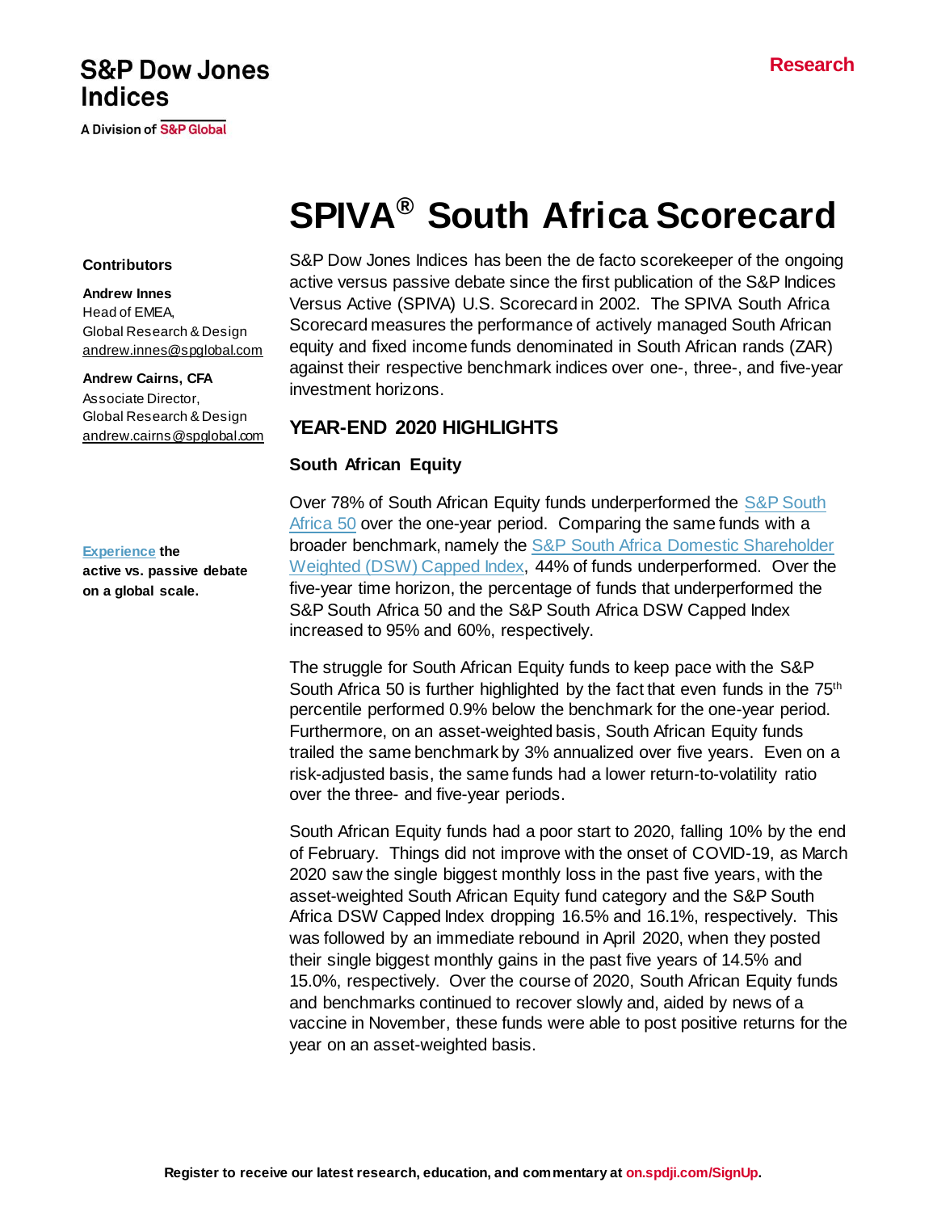S&P Dow Jones Indices

A Division of S&P Global

Research

# SPIVA® South Africa Scorecard

**Contributors**

**Andrew Innes**
Head of EMEA,
Global Research & Design
andrew.innes@spglobal.com

**Andrew Cairns, CFA**
Associate Director,
Global Research & Design
andrew.cairns@spglobal.com

**Experience the active vs. passive debate on a global scale.**

S&P Dow Jones Indices has been the de facto scorekeeper of the ongoing active versus passive debate since the first publication of the S&P Indices Versus Active (SPIVA) U.S. Scorecard in 2002. The SPIVA South Africa Scorecard measures the performance of actively managed South African equity and fixed income funds denominated in South African rands (ZAR) against their respective benchmark indices over one-, three-, and five-year investment horizons.

## YEAR-END 2020 HIGHLIGHTS

### South African Equity

Over 78% of South African Equity funds underperformed the S&P South Africa 50 over the one-year period. Comparing the same funds with a broader benchmark, namely the S&P South Africa Domestic Shareholder Weighted (DSW) Capped Index, 44% of funds underperformed. Over the five-year time horizon, the percentage of funds that underperformed the S&P South Africa 50 and the S&P South Africa DSW Capped Index increased to 95% and 60%, respectively.

The struggle for South African Equity funds to keep pace with the S&P South Africa 50 is further highlighted by the fact that even funds in the 75th percentile performed 0.9% below the benchmark for the one-year period. Furthermore, on an asset-weighted basis, South African Equity funds trailed the same benchmark by 3% annualized over five years. Even on a risk-adjusted basis, the same funds had a lower return-to-volatility ratio over the three- and five-year periods.

South African Equity funds had a poor start to 2020, falling 10% by the end of February. Things did not improve with the onset of COVID-19, as March 2020 saw the single biggest monthly loss in the past five years, with the asset-weighted South African Equity fund category and the S&P South Africa DSW Capped Index dropping 16.5% and 16.1%, respectively. This was followed by an immediate rebound in April 2020, when they posted their single biggest monthly gains in the past five years of 14.5% and 15.0%, respectively. Over the course of 2020, South African Equity funds and benchmarks continued to recover slowly and, aided by news of a vaccine in November, these funds were able to post positive returns for the year on an asset-weighted basis.

Register to receive our latest research, education, and commentary at on.spdji.com/SignUp.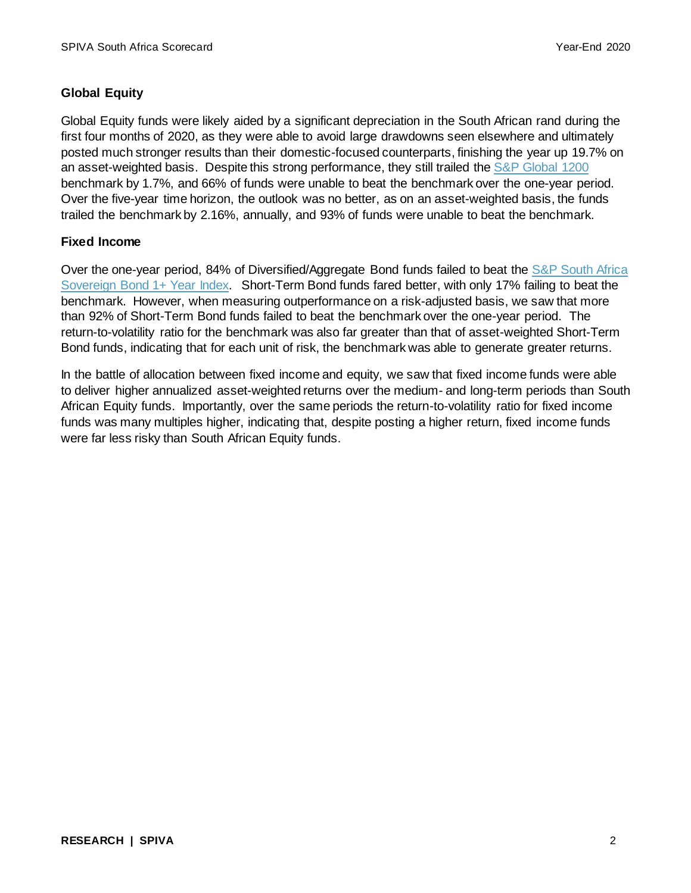## Global Equity

Global Equity funds were likely aided by a significant depreciation in the South African rand during the first four months of 2020, as they were able to avoid large drawdowns seen elsewhere and ultimately posted much stronger results than their domestic-focused counterparts, finishing the year up 19.7% on an asset-weighted basis. Despite this strong performance, they still trailed the S&P Global 1200 benchmark by 1.7%, and 66% of funds were unable to beat the benchmark over the one-year period. Over the five-year time horizon, the outlook was no better, as on an asset-weighted basis, the funds trailed the benchmark by 2.16%, annually, and 93% of funds were unable to beat the benchmark.

## Fixed Income

Over the one-year period, 84% of Diversified/Aggregate Bond funds failed to beat the S&P South Africa Sovereign Bond 1+ Year Index. Short-Term Bond funds fared better, with only 17% failing to beat the benchmark. However, when measuring outperformance on a risk-adjusted basis, we saw that more than 92% of Short-Term Bond funds failed to beat the benchmark over the one-year period. The return-to-volatility ratio for the benchmark was also far greater than that of asset-weighted Short-Term Bond funds, indicating that for each unit of risk, the benchmark was able to generate greater returns.

In the battle of allocation between fixed income and equity, we saw that fixed income funds were able to deliver higher annualized asset-weighted returns over the medium- and long-term periods than South African Equity funds. Importantly, over the same periods the return-to-volatility ratio for fixed income funds was many multiples higher, indicating that, despite posting a higher return, fixed income funds were far less risky than South African Equity funds.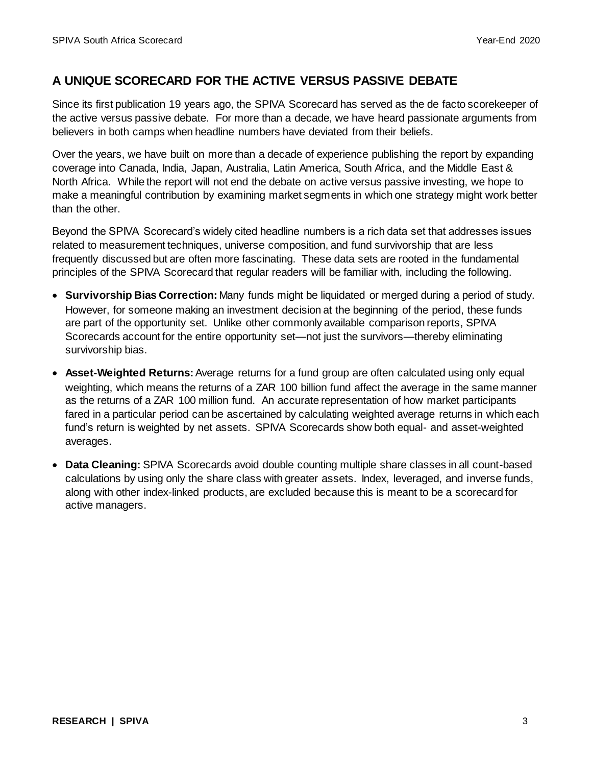## A UNIQUE SCORECARD FOR THE ACTIVE VERSUS PASSIVE DEBATE

Since its first publication 19 years ago, the SPIVA Scorecard has served as the de facto scorekeeper of the active versus passive debate. For more than a decade, we have heard passionate arguments from believers in both camps when headline numbers have deviated from their beliefs.

Over the years, we have built on more than a decade of experience publishing the report by expanding coverage into Canada, India, Japan, Australia, Latin America, South Africa, and the Middle East & North Africa. While the report will not end the debate on active versus passive investing, we hope to make a meaningful contribution by examining market segments in which one strategy might work better than the other.

Beyond the SPIVA Scorecard's widely cited headline numbers is a rich data set that addresses issues related to measurement techniques, universe composition, and fund survivorship that are less frequently discussed but are often more fascinating. These data sets are rooted in the fundamental principles of the SPIVA Scorecard that regular readers will be familiar with, including the following.

- **Survivorship Bias Correction:** Many funds might be liquidated or merged during a period of study. However, for someone making an investment decision at the beginning of the period, these funds are part of the opportunity set. Unlike other commonly available comparison reports, SPIVA Scorecards account for the entire opportunity set—not just the survivors—thereby eliminating survivorship bias.
- **Asset-Weighted Returns:** Average returns for a fund group are often calculated using only equal weighting, which means the returns of a ZAR 100 billion fund affect the average in the same manner as the returns of a ZAR 100 million fund. An accurate representation of how market participants fared in a particular period can be ascertained by calculating weighted average returns in which each fund's return is weighted by net assets. SPIVA Scorecards show both equal- and asset-weighted averages.
- **Data Cleaning:** SPIVA Scorecards avoid double counting multiple share classes in all count-based calculations by using only the share class with greater assets. Index, leveraged, and inverse funds, along with other index-linked products, are excluded because this is meant to be a scorecard for active managers.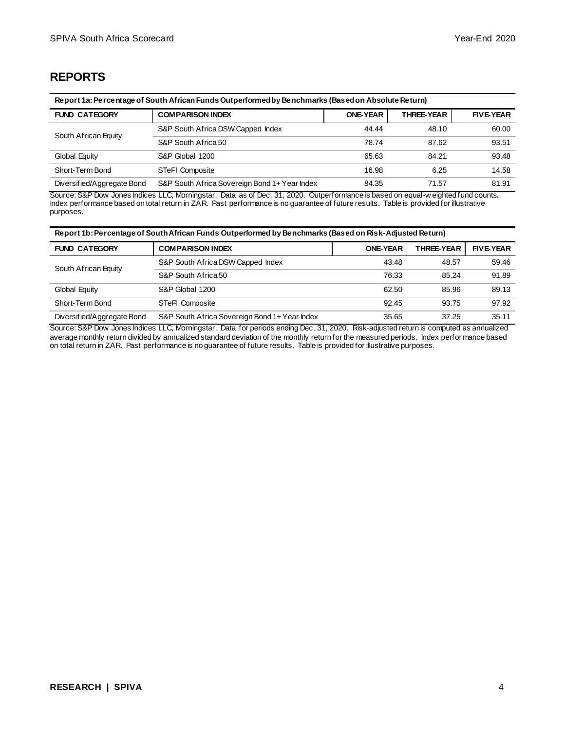## REPORTS

**Report 1a: Percentage of South African Funds Outperformed by Benchmarks (Based on Absolute Return)**

| FUND CATEGORY | COMPARISON INDEX | ONE-YEAR | THREE-YEAR | FIVE-YEAR |
|---|---|---|---|---|
| South African Equity | S&P South Africa DSW Capped Index | 44.44 | 48.10 | 60.00 |
| | S&P South Africa 50 | 78.74 | 87.62 | 93.51 |
| Global Equity | S&P Global 1200 | 65.63 | 84.21 | 93.48 |
| Short-Term Bond | STeFI Composite | 16.98 | 6.25 | 14.58 |
| Diversified/Aggregate Bond | S&P South Africa Sovereign Bond 1+ Year Index | 84.35 | 71.57 | 81.91 |

Source: S&P Dow Jones Indices LLC, Morningstar. Data as of Dec. 31, 2020. Outperformance is based on equal-weighted fund counts. Index performance based on total return in ZAR. Past performance is no guarantee of future results. Table is provided for illustrative purposes.

**Report 1b: Percentage of South African Funds Outperformed by Benchmarks (Based on Risk-Adjusted Return)**

| FUND CATEGORY | COMPARISON INDEX | ONE-YEAR | THREE-YEAR | FIVE-YEAR |
|---|---|---|---|---|
| South African Equity | S&P South Africa DSW Capped Index | 43.48 | 48.57 | 59.46 |
| | S&P South Africa 50 | 76.33 | 85.24 | 91.89 |
| Global Equity | S&P Global 1200 | 62.50 | 85.96 | 89.13 |
| Short-Term Bond | STeFI Composite | 92.45 | 93.75 | 97.92 |
| Diversified/Aggregate Bond | S&P South Africa Sovereign Bond 1+ Year Index | 35.65 | 37.25 | 35.11 |

Source: S&P Dow Jones Indices LLC, Morningstar. Data for periods ending Dec. 31, 2020. Risk-adjusted return is computed as annualized average monthly return divided by annualized standard deviation of the monthly return for the measured periods. Index performance based on total return in ZAR. Past performance is no guarantee of future results. Table is provided for illustrative purposes.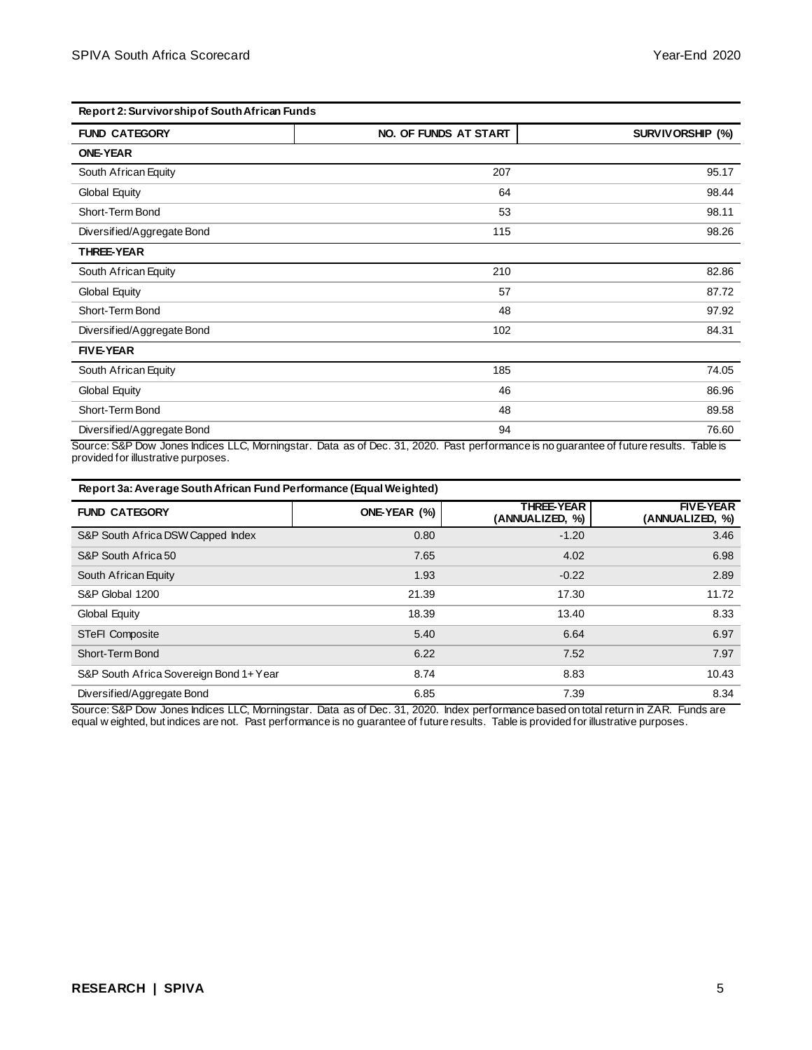**Report 2: Survivorship of South African Funds**

| FUND CATEGORY | NO. OF FUNDS AT START | SURVIVORSHIP (%) |
|---|---|---|
| **ONE-YEAR** | | |
| South African Equity | 207 | 95.17 |
| Global Equity | 64 | 98.44 |
| Short-Term Bond | 53 | 98.11 |
| Diversified/Aggregate Bond | 115 | 98.26 |
| **THREE-YEAR** | | |
| South African Equity | 210 | 82.86 |
| Global Equity | 57 | 87.72 |
| Short-Term Bond | 48 | 97.92 |
| Diversified/Aggregate Bond | 102 | 84.31 |
| **FIVE-YEAR** | | |
| South African Equity | 185 | 74.05 |
| Global Equity | 46 | 86.96 |
| Short-Term Bond | 48 | 89.58 |
| Diversified/Aggregate Bond | 94 | 76.60 |

Source: S&P Dow Jones Indices LLC, Morningstar. Data as of Dec. 31, 2020. Past performance is no guarantee of future results. Table is provided for illustrative purposes.

**Report 3a: Average South African Fund Performance (Equal Weighted)**

| FUND CATEGORY | ONE-YEAR (%) | THREE-YEAR (ANNUALIZED, %) | FIVE-YEAR (ANNUALIZED, %) |
|---|---|---|---|
| S&P South Africa DSW Capped Index | 0.80 | -1.20 | 3.46 |
| S&P South Africa 50 | 7.65 | 4.02 | 6.98 |
| South African Equity | 1.93 | -0.22 | 2.89 |
| S&P Global 1200 | 21.39 | 17.30 | 11.72 |
| Global Equity | 18.39 | 13.40 | 8.33 |
| STeFI Composite | 5.40 | 6.64 | 6.97 |
| Short-Term Bond | 6.22 | 7.52 | 7.97 |
| S&P South Africa Sovereign Bond 1+ Year | 8.74 | 8.83 | 10.43 |
| Diversified/Aggregate Bond | 6.85 | 7.39 | 8.34 |

Source: S&P Dow Jones Indices LLC, Morningstar. Data as of Dec. 31, 2020. Index performance based on total return in ZAR. Funds are equal weighted, but indices are not. Past performance is no guarantee of future results. Table is provided for illustrative purposes.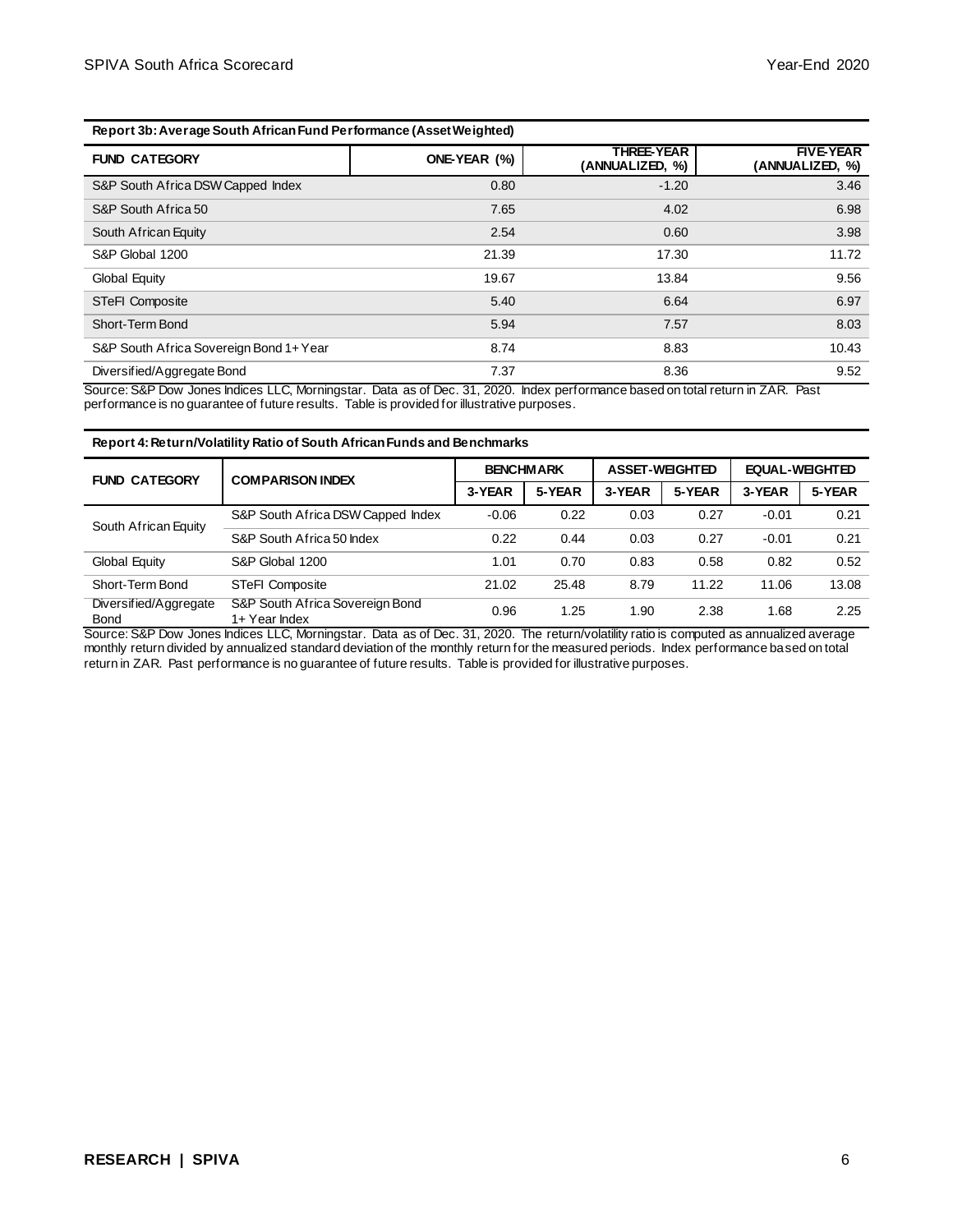**Report 3b: Average South African Fund Performance (Asset Weighted)**

| FUND CATEGORY | ONE-YEAR (%) | THREE-YEAR (ANNUALIZED, %) | FIVE-YEAR (ANNUALIZED, %) |
|---|---|---|---|
| S&P South Africa DSW Capped Index | 0.80 | -1.20 | 3.46 |
| S&P South Africa 50 | 7.65 | 4.02 | 6.98 |
| South African Equity | 2.54 | 0.60 | 3.98 |
| S&P Global 1200 | 21.39 | 17.30 | 11.72 |
| Global Equity | 19.67 | 13.84 | 9.56 |
| STeFI Composite | 5.40 | 6.64 | 6.97 |
| Short-Term Bond | 5.94 | 7.57 | 8.03 |
| S&P South Africa Sovereign Bond 1+ Year | 8.74 | 8.83 | 10.43 |
| Diversified/Aggregate Bond | 7.37 | 8.36 | 9.52 |

Source: S&P Dow Jones Indices LLC, Morningstar. Data as of Dec. 31, 2020. Index performance based on total return in ZAR. Past performance is no guarantee of future results. Table is provided for illustrative purposes.

**Report 4: Return/Volatility Ratio of South African Funds and Benchmarks**

| FUND CATEGORY | COMPARISON INDEX | BENCHMARK | | ASSET-WEIGHTED | | EQUAL-WEIGHTED | |
|---|---|---|---|---|---|---|---|
| | | 3-YEAR | 5-YEAR | 3-YEAR | 5-YEAR | 3-YEAR | 5-YEAR |
| South African Equity | S&P South Africa DSW Capped Index | -0.06 | 0.22 | 0.03 | 0.27 | -0.01 | 0.21 |
| | S&P South Africa 50 Index | 0.22 | 0.44 | 0.03 | 0.27 | -0.01 | 0.21 |
| Global Equity | S&P Global 1200 | 1.01 | 0.70 | 0.83 | 0.58 | 0.82 | 0.52 |
| Short-Term Bond | STeFI Composite | 21.02 | 25.48 | 8.79 | 11.22 | 11.06 | 13.08 |
| Diversified/Aggregate Bond | S&P South Africa Sovereign Bond 1+ Year Index | 0.96 | 1.25 | 1.90 | 2.38 | 1.68 | 2.25 |

Source: S&P Dow Jones Indices LLC, Morningstar. Data as of Dec. 31, 2020. The return/volatility ratio is computed as annualized average monthly return divided by annualized standard deviation of the monthly return for the measured periods. Index performance based on total return in ZAR. Past performance is no guarantee of future results. Table is provided for illustrative purposes.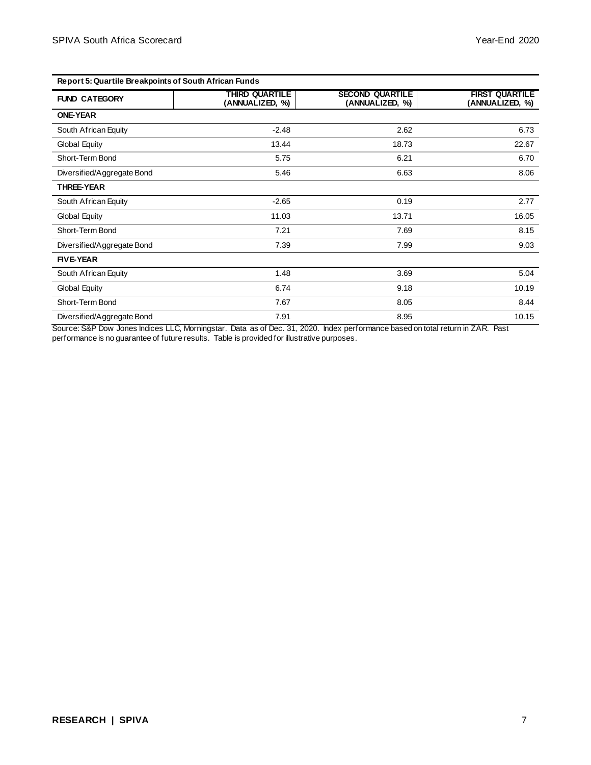**Report 5: Quartile Breakpoints of South African Funds**

| FUND CATEGORY | THIRD QUARTILE (ANNUALIZED, %) | SECOND QUARTILE (ANNUALIZED, %) | FIRST QUARTILE (ANNUALIZED, %) |
|---|---|---|---|
| **ONE-YEAR** | | | |
| South African Equity | -2.48 | 2.62 | 6.73 |
| Global Equity | 13.44 | 18.73 | 22.67 |
| Short-Term Bond | 5.75 | 6.21 | 6.70 |
| Diversified/Aggregate Bond | 5.46 | 6.63 | 8.06 |
| **THREE-YEAR** | | | |
| South African Equity | -2.65 | 0.19 | 2.77 |
| Global Equity | 11.03 | 13.71 | 16.05 |
| Short-Term Bond | 7.21 | 7.69 | 8.15 |
| Diversified/Aggregate Bond | 7.39 | 7.99 | 9.03 |
| **FIVE-YEAR** | | | |
| South African Equity | 1.48 | 3.69 | 5.04 |
| Global Equity | 6.74 | 9.18 | 10.19 |
| Short-Term Bond | 7.67 | 8.05 | 8.44 |
| Diversified/Aggregate Bond | 7.91 | 8.95 | 10.15 |

Source: S&P Dow Jones Indices LLC, Morningstar. Data as of Dec. 31, 2020. Index performance based on total return in ZAR. Past performance is no guarantee of future results. Table is provided for illustrative purposes.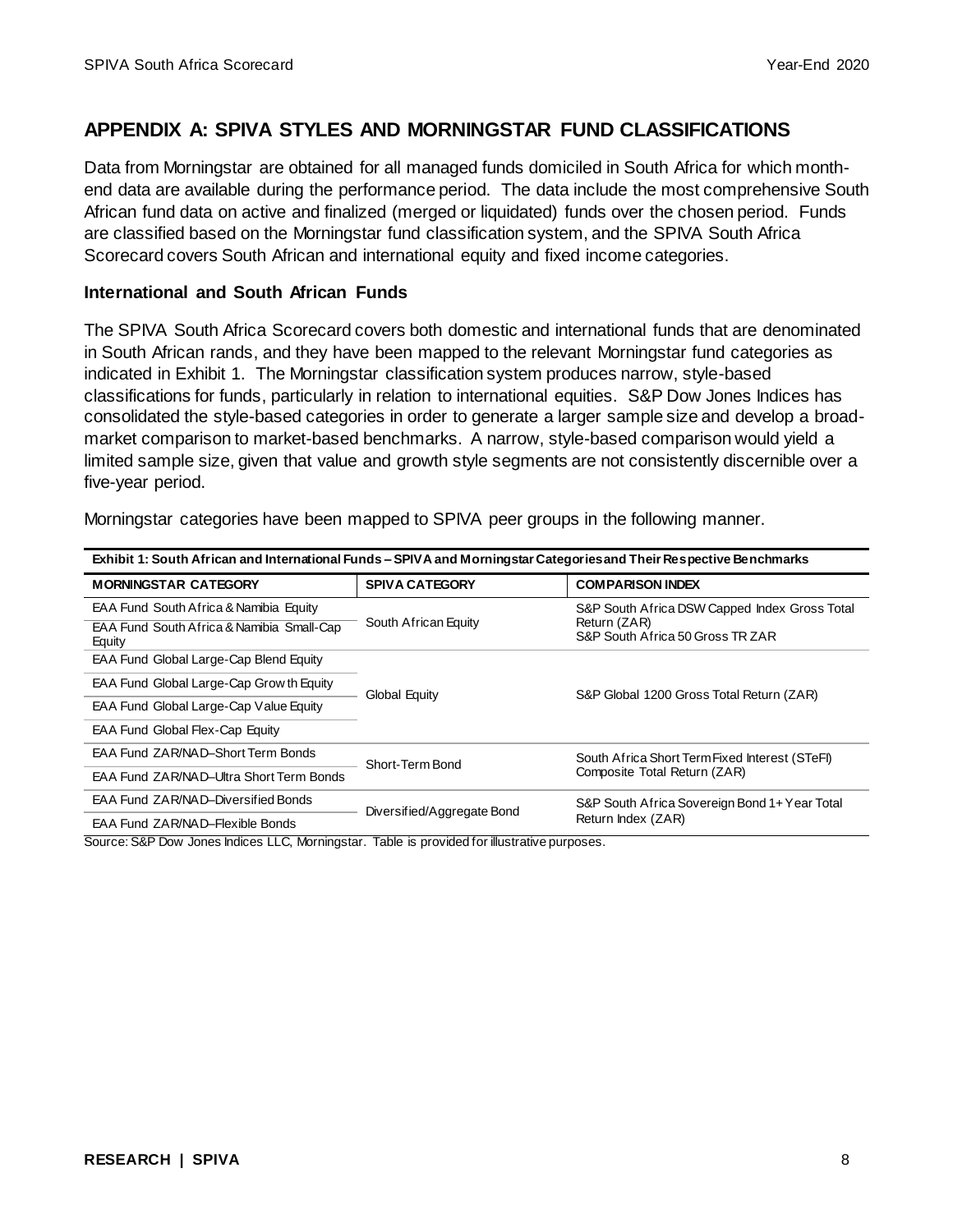## APPENDIX A: SPIVA STYLES AND MORNINGSTAR FUND CLASSIFICATIONS

Data from Morningstar are obtained for all managed funds domiciled in South Africa for which month-end data are available during the performance period. The data include the most comprehensive South African fund data on active and finalized (merged or liquidated) funds over the chosen period. Funds are classified based on the Morningstar fund classification system, and the SPIVA South Africa Scorecard covers South African and international equity and fixed income categories.

### International and South African Funds

The SPIVA South Africa Scorecard covers both domestic and international funds that are denominated in South African rands, and they have been mapped to the relevant Morningstar fund categories as indicated in Exhibit 1. The Morningstar classification system produces narrow, style-based classifications for funds, particularly in relation to international equities. S&P Dow Jones Indices has consolidated the style-based categories in order to generate a larger sample size and develop a broad-market comparison to market-based benchmarks. A narrow, style-based comparison would yield a limited sample size, given that value and growth style segments are not consistently discernible over a five-year period.

Morningstar categories have been mapped to SPIVA peer groups in the following manner.

**Exhibit 1: South African and International Funds – SPIVA and Morningstar Categories and Their Respective Benchmarks**

| MORNINGSTAR CATEGORY | SPIVA CATEGORY | COMPARISON INDEX |
|---|---|---|
| EAA Fund South Africa & Namibia Equity | South African Equity | S&P South Africa DSW Capped Index Gross Total Return (ZAR)<br>S&P South Africa 50 Gross TR ZAR |
| EAA Fund South Africa & Namibia Small-Cap Equity | | |
| EAA Fund Global Large-Cap Blend Equity | Global Equity | S&P Global 1200 Gross Total Return (ZAR) |
| EAA Fund Global Large-Cap Growth Equity | | |
| EAA Fund Global Large-Cap Value Equity | | |
| EAA Fund Global Flex-Cap Equity | | |
| EAA Fund ZAR/NAD–Short Term Bonds | Short-Term Bond | South Africa Short Term Fixed Interest (STeFI) Composite Total Return (ZAR) |
| EAA Fund ZAR/NAD–Ultra Short Term Bonds | | |
| EAA Fund ZAR/NAD–Diversified Bonds | Diversified/Aggregate Bond | S&P South Africa Sovereign Bond 1+ Year Total Return Index (ZAR) |
| EAA Fund ZAR/NAD–Flexible Bonds | | |

Source: S&P Dow Jones Indices LLC, Morningstar. Table is provided for illustrative purposes.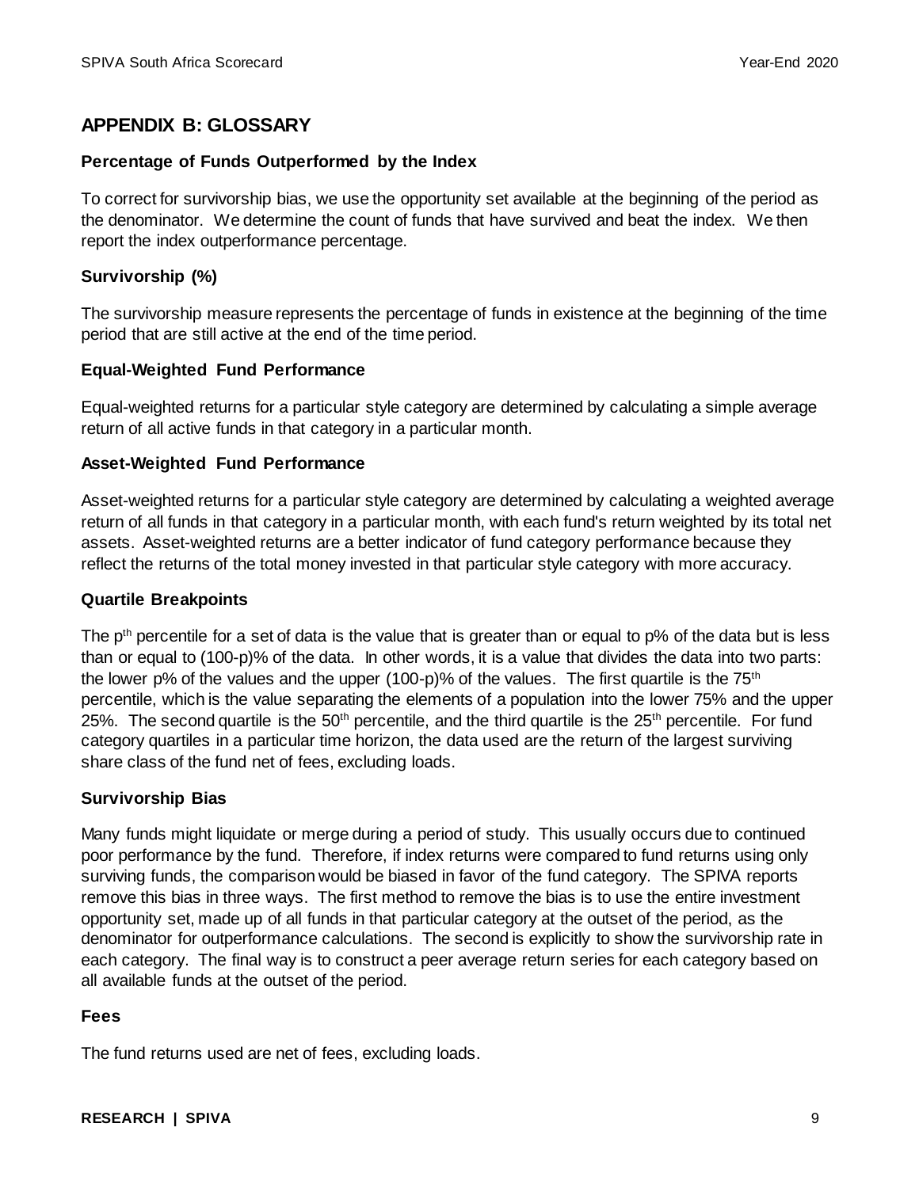## APPENDIX B: GLOSSARY

### Percentage of Funds Outperformed by the Index

To correct for survivorship bias, we use the opportunity set available at the beginning of the period as the denominator. We determine the count of funds that have survived and beat the index. We then report the index outperformance percentage.

### Survivorship (%)

The survivorship measure represents the percentage of funds in existence at the beginning of the time period that are still active at the end of the time period.

### Equal-Weighted Fund Performance

Equal-weighted returns for a particular style category are determined by calculating a simple average return of all active funds in that category in a particular month.

### Asset-Weighted Fund Performance

Asset-weighted returns for a particular style category are determined by calculating a weighted average return of all funds in that category in a particular month, with each fund's return weighted by its total net assets. Asset-weighted returns are a better indicator of fund category performance because they reflect the returns of the total money invested in that particular style category with more accuracy.

### Quartile Breakpoints

The $p^{th}$ percentile for a set of data is the value that is greater than or equal to p% of the data but is less than or equal to (100-p)% of the data. In other words, it is a value that divides the data into two parts: the lower p% of the values and the upper (100-p)% of the values. The first quartile is the $75^{th}$ percentile, which is the value separating the elements of a population into the lower 75% and the upper 25%. The second quartile is the $50^{th}$ percentile, and the third quartile is the $25^{th}$ percentile. For fund category quartiles in a particular time horizon, the data used are the return of the largest surviving share class of the fund net of fees, excluding loads.

### Survivorship Bias

Many funds might liquidate or merge during a period of study. This usually occurs due to continued poor performance by the fund. Therefore, if index returns were compared to fund returns using only surviving funds, the comparison would be biased in favor of the fund category. The SPIVA reports remove this bias in three ways. The first method to remove the bias is to use the entire investment opportunity set, made up of all funds in that particular category at the outset of the period, as the denominator for outperformance calculations. The second is explicitly to show the survivorship rate in each category. The final way is to construct a peer average return series for each category based on all available funds at the outset of the period.

### Fees

The fund returns used are net of fees, excluding loads.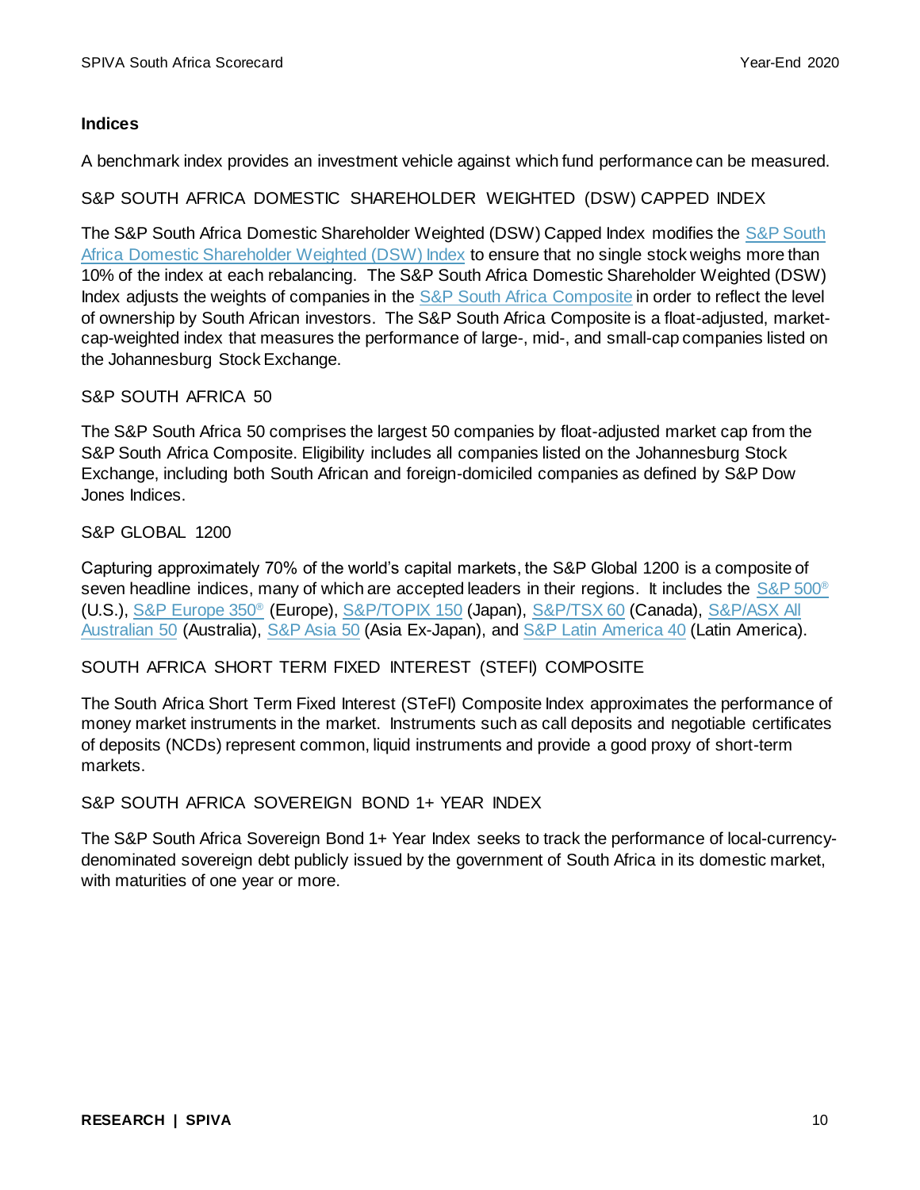## Indices

A benchmark index provides an investment vehicle against which fund performance can be measured.

### S&P SOUTH AFRICA DOMESTIC SHAREHOLDER WEIGHTED (DSW) CAPPED INDEX

The S&P South Africa Domestic Shareholder Weighted (DSW) Capped Index modifies the S&P South Africa Domestic Shareholder Weighted (DSW) Index to ensure that no single stock weighs more than 10% of the index at each rebalancing. The S&P South Africa Domestic Shareholder Weighted (DSW) Index adjusts the weights of companies in the S&P South Africa Composite in order to reflect the level of ownership by South African investors. The S&P South Africa Composite is a float-adjusted, market-cap-weighted index that measures the performance of large-, mid-, and small-cap companies listed on the Johannesburg Stock Exchange.

### S&P SOUTH AFRICA 50

The S&P South Africa 50 comprises the largest 50 companies by float-adjusted market cap from the S&P South Africa Composite. Eligibility includes all companies listed on the Johannesburg Stock Exchange, including both South African and foreign-domiciled companies as defined by S&P Dow Jones Indices.

### S&P GLOBAL 1200

Capturing approximately 70% of the world's capital markets, the S&P Global 1200 is a composite of seven headline indices, many of which are accepted leaders in their regions. It includes the S&P 500® (U.S.), S&P Europe 350® (Europe), S&P/TOPIX 150 (Japan), S&P/TSX 60 (Canada), S&P/ASX All Australian 50 (Australia), S&P Asia 50 (Asia Ex-Japan), and S&P Latin America 40 (Latin America).

### SOUTH AFRICA SHORT TERM FIXED INTEREST (STEFI) COMPOSITE

The South Africa Short Term Fixed Interest (STeFI) Composite Index approximates the performance of money market instruments in the market. Instruments such as call deposits and negotiable certificates of deposits (NCDs) represent common, liquid instruments and provide a good proxy of short-term markets.

### S&P SOUTH AFRICA SOVEREIGN BOND 1+ YEAR INDEX

The S&P South Africa Sovereign Bond 1+ Year Index seeks to track the performance of local-currency-denominated sovereign debt publicly issued by the government of South Africa in its domestic market, with maturities of one year or more.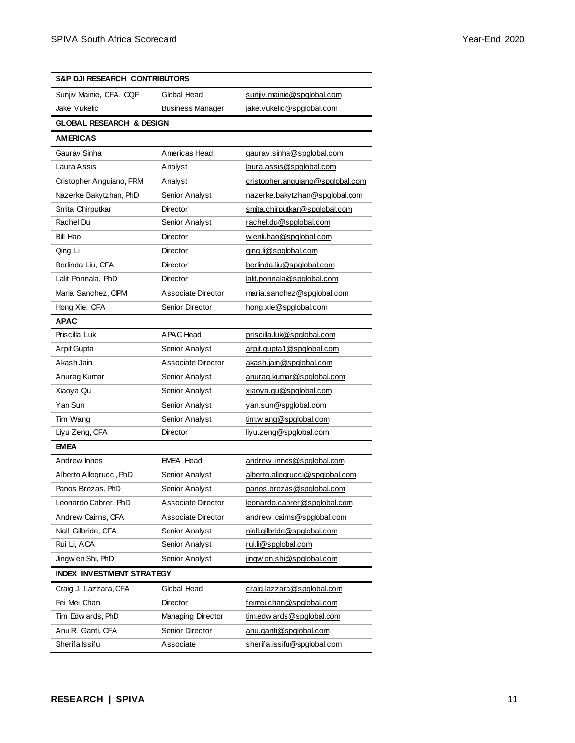| S&P DJI RESEARCH CONTRIBUTORS | | |
| --- | --- | --- |
| Sunjiv Mainie, CFA, CQF | Global Head | sunjiv.mainie@spglobal.com |
| Jake Vukelic | Business Manager | jake.vukelic@spglobal.com |
| **GLOBAL RESEARCH & DESIGN** | | |
| **AMERICAS** | | |
| Gaurav Sinha | Americas Head | gaurav.sinha@spglobal.com |
| Laura Assis | Analyst | laura.assis@spglobal.com |
| Cristopher Anguiano, FRM | Analyst | cristopher.anguiano@spglobal.com |
| Nazerke Bakytzhan, PhD | Senior Analyst | nazerke.bakytzhan@spglobal.com |
| Smita Chirputkar | Director | smita.chirputkar@spglobal.com |
| Rachel Du | Senior Analyst | rachel.du@spglobal.com |
| Bill Hao | Director | wenli.hao@spglobal.com |
| Qing Li | Director | qing.li@spglobal.com |
| Berlinda Liu, CFA | Director | berlinda.liu@spglobal.com |
| Lalit Ponnala, PhD | Director | lalit.ponnala@spglobal.com |
| Maria Sanchez, CIPM | Associate Director | maria.sanchez@spglobal.com |
| Hong Xie, CFA | Senior Director | hong.xie@spglobal.com |
| **APAC** | | |
| Priscilla Luk | APAC Head | priscilla.luk@spglobal.com |
| Arpit Gupta | Senior Analyst | arpit.gupta1@spglobal.com |
| Akash Jain | Associate Director | akash.jain@spglobal.com |
| Anurag Kumar | Senior Analyst | anurag.kumar@spglobal.com |
| Xiaoya Qu | Senior Analyst | xiaoya.qu@spglobal.com |
| Yan Sun | Senior Analyst | yan.sun@spglobal.com |
| Tim Wang | Senior Analyst | tim.wang@spglobal.com |
| Liyu Zeng, CFA | Director | liyu.zeng@spglobal.com |
| **EMEA** | | |
| Andrew Innes | EMEA Head | andrew.innes@spglobal.com |
| Alberto Allegrucci, PhD | Senior Analyst | alberto.allegrucci@spglobal.com |
| Panos Brezas, PhD | Senior Analyst | panos.brezas@spglobal.com |
| Leonardo Cabrer, PhD | Associate Director | leonardo.cabrer@spglobal.com |
| Andrew Cairns, CFA | Associate Director | andrew.cairns@spglobal.com |
| Niall Gilbride, CFA | Senior Analyst | niall.gilbride@spglobal.com |
| Rui Li, ACA | Senior Analyst | rui.li@spglobal.com |
| Jingwen Shi, PhD | Senior Analyst | jingwen.shi@spglobal.com |
| **INDEX INVESTMENT STRATEGY** | | |
| Craig J. Lazzara, CFA | Global Head | craig.lazzara@spglobal.com |
| Fei Mei Chan | Director | feimei.chan@spglobal.com |
| Tim Edwards, PhD | Managing Director | tim.edwards@spglobal.com |
| Anu R. Ganti, CFA | Senior Director | anu.ganti@spglobal.com |
| Sherifa Issifu | Associate | sherifa.issifu@spglobal.com |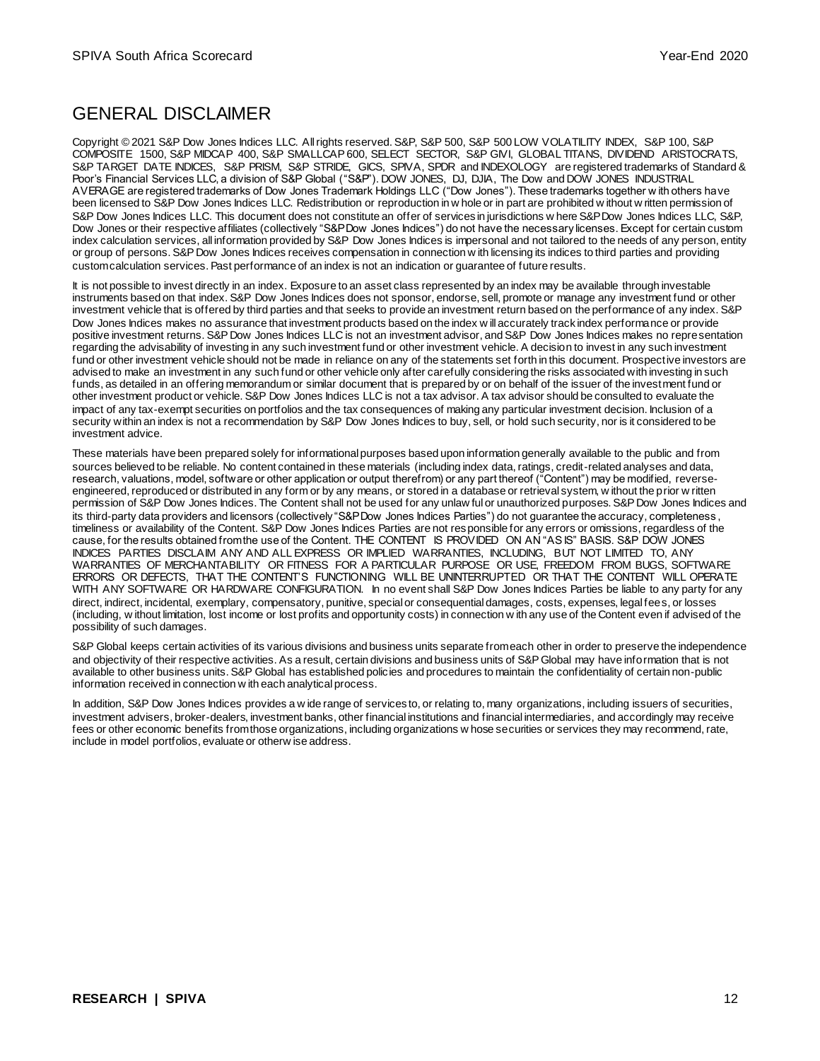# GENERAL DISCLAIMER

Copyright © 2021 S&P Dow Jones Indices LLC. All rights reserved. S&P, S&P 500, S&P 500 LOW VOLATILITY INDEX, S&P 100, S&P COMPOSITE 1500, S&P MIDCAP 400, S&P SMALLCAP 600, SELECT SECTOR, S&P GIVI, GLOBAL TITANS, DIVIDEND ARISTOCRATS, S&P TARGET DATE INDICES, S&P PRISM, S&P STRIDE, GICS, SPIVA, SPDR and INDEXOLOGY are registered trademarks of Standard & Poor's Financial Services LLC, a division of S&P Global ("S&P"). DOW JONES, DJ, DJIA, The Dow and DOW JONES INDUSTRIAL AVERAGE are registered trademarks of Dow Jones Trademark Holdings LLC ("Dow Jones"). These trademarks together with others have been licensed to S&P Dow Jones Indices LLC. Redistribution or reproduction in whole or in part are prohibited without written permission of S&P Dow Jones Indices LLC. This document does not constitute an offer of services in jurisdictions where S&P Dow Jones Indices LLC, S&P, Dow Jones or their respective affiliates (collectively "S&P Dow Jones Indices") do not have the necessary licenses. Except for certain custom index calculation services, all information provided by S&P Dow Jones Indices is impersonal and not tailored to the needs of any person, entity or group of persons. S&P Dow Jones Indices receives compensation in connection with licensing its indices to third parties and providing custom calculation services. Past performance of an index is not an indication or guarantee of future results.

It is not possible to invest directly in an index. Exposure to an asset class represented by an index may be available through investable instruments based on that index. S&P Dow Jones Indices does not sponsor, endorse, sell, promote or manage any investment fund or other investment vehicle that is offered by third parties and that seeks to provide an investment return based on the performance of any index. S&P Dow Jones Indices makes no assurance that investment products based on the index will accurately track index performance or provide positive investment returns. S&P Dow Jones Indices LLC is not an investment advisor, and S&P Dow Jones Indices makes no representation regarding the advisability of investing in any such investment fund or other investment vehicle. A decision to invest in any such investment fund or other investment vehicle should not be made in reliance on any of the statements set forth in this document. Prospective investors are advised to make an investment in any such fund or other vehicle only after carefully considering the risks associated with investing in such funds, as detailed in an offering memorandum or similar document that is prepared by or on behalf of the issuer of the investment fund or other investment product or vehicle. S&P Dow Jones Indices LLC is not a tax advisor. A tax advisor should be consulted to evaluate the impact of any tax-exempt securities on portfolios and the tax consequences of making any particular investment decision. Inclusion of a security within an index is not a recommendation by S&P Dow Jones Indices to buy, sell, or hold such security, nor is it considered to be investment advice.

These materials have been prepared solely for informational purposes based upon information generally available to the public and from sources believed to be reliable. No content contained in these materials (including index data, ratings, credit-related analyses and data, research, valuations, model, software or other application or output therefrom) or any part thereof ("Content") may be modified, reverse-engineered, reproduced or distributed in any form or by any means, or stored in a database or retrieval system, without the prior written permission of S&P Dow Jones Indices. The Content shall not be used for any unlawful or unauthorized purposes. S&P Dow Jones Indices and its third-party data providers and licensors (collectively "S&P Dow Jones Indices Parties") do not guarantee the accuracy, completeness, timeliness or availability of the Content. S&P Dow Jones Indices Parties are not responsible for any errors or omissions, regardless of the cause, for the results obtained from the use of the Content. THE CONTENT IS PROVIDED ON AN "AS IS" BASIS. S&P DOW JONES INDICES PARTIES DISCLAIM ANY AND ALL EXPRESS OR IMPLIED WARRANTIES, INCLUDING, BUT NOT LIMITED TO, ANY WARRANTIES OF MERCHANTABILITY OR FITNESS FOR A PARTICULAR PURPOSE OR USE, FREEDOM FROM BUGS, SOFTWARE ERRORS OR DEFECTS, THAT THE CONTENT'S FUNCTIONING WILL BE UNINTERRUPTED OR THAT THE CONTENT WILL OPERATE WITH ANY SOFTWARE OR HARDWARE CONFIGURATION. In no event shall S&P Dow Jones Indices Parties be liable to any party for any direct, indirect, incidental, exemplary, compensatory, punitive, special or consequential damages, costs, expenses, legal fees, or losses (including, without limitation, lost income or lost profits and opportunity costs) in connection with any use of the Content even if advised of the possibility of such damages.

S&P Global keeps certain activities of its various divisions and business units separate from each other in order to preserve the independence and objectivity of their respective activities. As a result, certain divisions and business units of S&P Global may have information that is not available to other business units. S&P Global has established policies and procedures to maintain the confidentiality of certain non-public information received in connection with each analytical process.

In addition, S&P Dow Jones Indices provides a wide range of services to, or relating to, many organizations, including issuers of securities, investment advisers, broker-dealers, investment banks, other financial institutions and financial intermediaries, and accordingly may receive fees or other economic benefits from those organizations, including organizations whose securities or services they may recommend, rate, include in model portfolios, evaluate or otherwise address.